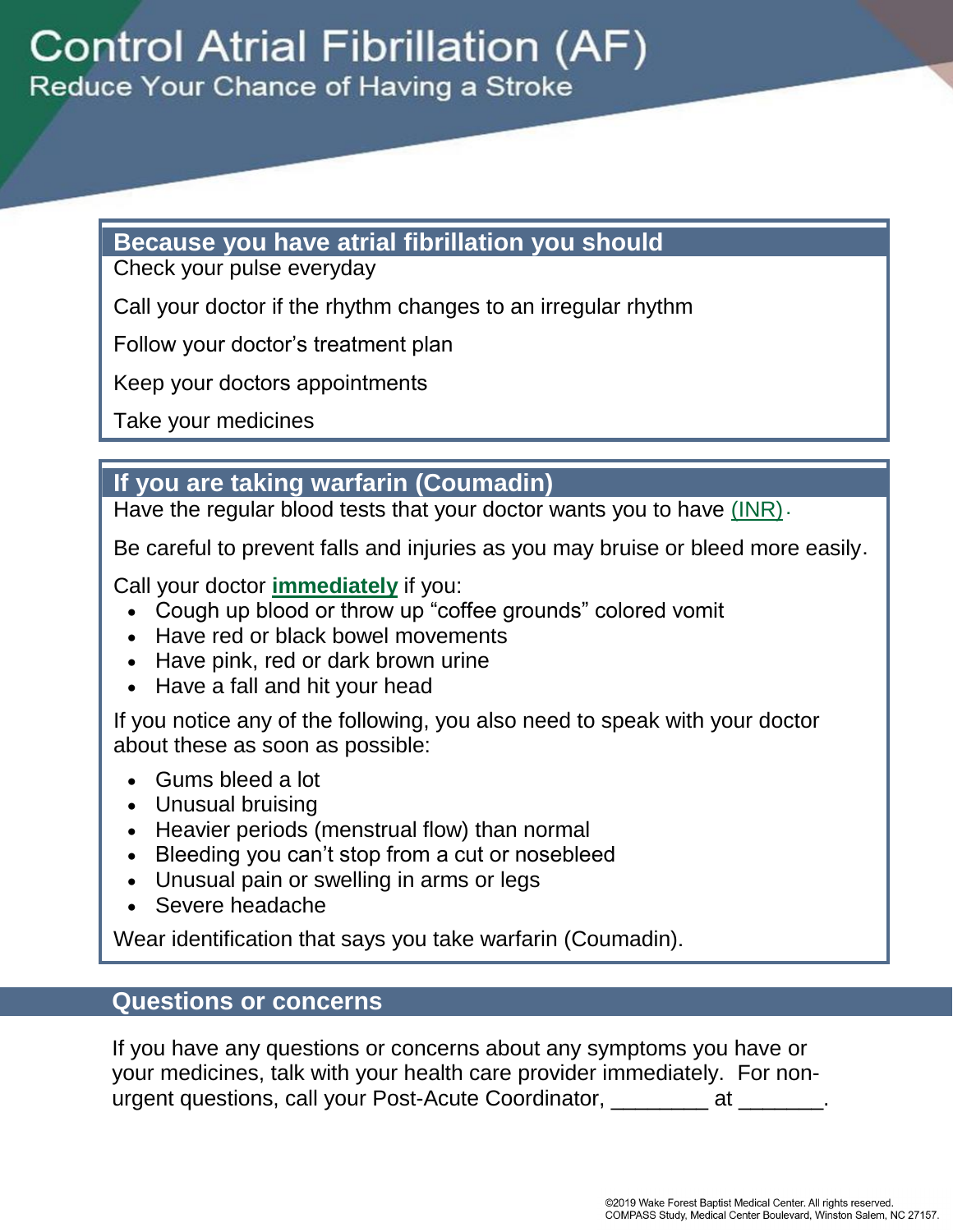# Control Atrial Fibrillation (AF)

Reduce Your Chance of Having a Stroke

## Because you have atrial fibrillation you should

Check your pulse everyday

Call your doctor if the rhythm changes to an irregular rhythm

Follow your doctor's treatment plan

Keep your doctors appointments

Take your medicines

## If you are taking warfarin (Coumadin)

Have the regular blood tests that your doctor wants you to have (INR).

Be careful to prevent falls and injuries as you may bruise or bleed more easily.

Call your doctor **immediately** if you:

- Cough up blood or throw up "coffee grounds" colored vomit
- Have red or black bowel movements
- Have pink, red or dark brown urine
- Have a fall and hit your head

If you notice any of the following, you also need to speak with your doctor about these as soon as possible:

- Gums bleed a lot
- Unusual bruising
- Heavier periods (menstrual flow) than normal
- Bleeding you can't stop from a cut or nosebleed
- Unusual pain or swelling in arms or legs
- Severe headache

Wear identification that says you take warfarin (Coumadin).

## Questions or concerns

If you have any questions or concerns about any symptoms you have or your medicines, talk with your health care provider immediately. For non-urgent questions, call your Post-Acute Coordinator, ________ at _______.

©2019 Wake Forest Baptist Medical Center. All rights reserved.
COMPASS Study, Medical Center Boulevard, Winston Salem, NC 27157.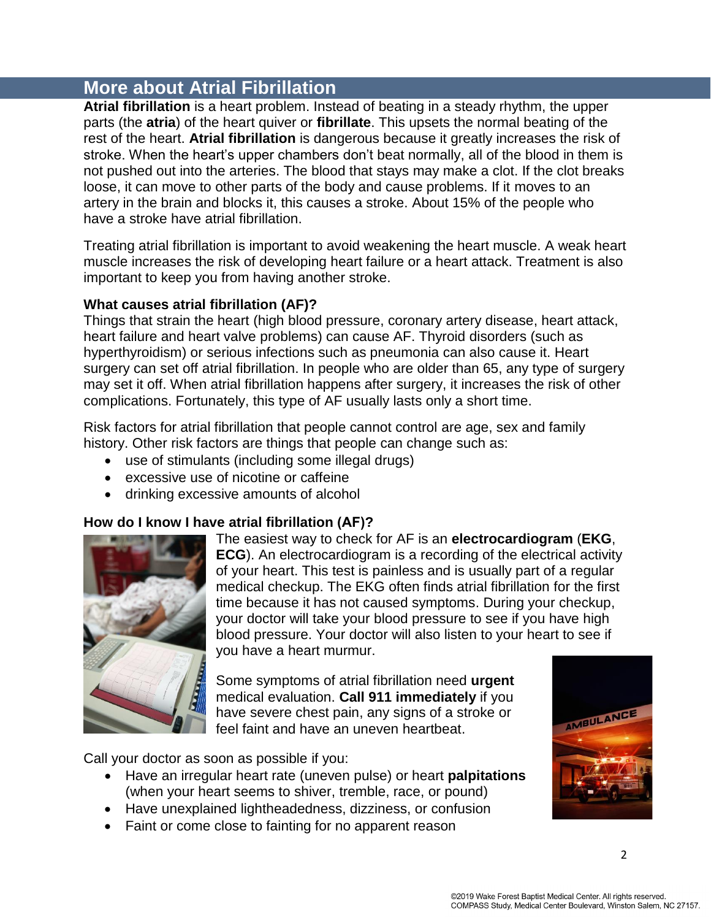## More about Atrial Fibrillation

**Atrial fibrillation** is a heart problem. Instead of beating in a steady rhythm, the upper parts (the **atria**) of the heart quiver or **fibrillate**. This upsets the normal beating of the rest of the heart. **Atrial fibrillation** is dangerous because it greatly increases the risk of stroke. When the heart's upper chambers don't beat normally, all of the blood in them is not pushed out into the arteries. The blood that stays may make a clot. If the clot breaks loose, it can move to other parts of the body and cause problems. If it moves to an artery in the brain and blocks it, this causes a stroke. About 15% of the people who have a stroke have atrial fibrillation.

Treating atrial fibrillation is important to avoid weakening the heart muscle. A weak heart muscle increases the risk of developing heart failure or a heart attack. Treatment is also important to keep you from having another stroke.

### What causes atrial fibrillation (AF)?

Things that strain the heart (high blood pressure, coronary artery disease, heart attack, heart failure and heart valve problems) can cause AF. Thyroid disorders (such as hyperthyroidism) or serious infections such as pneumonia can also cause it. Heart surgery can set off atrial fibrillation. In people who are older than 65, any type of surgery may set it off. When atrial fibrillation happens after surgery, it increases the risk of other complications. Fortunately, this type of AF usually lasts only a short time.

Risk factors for atrial fibrillation that people cannot control are age, sex and family history. Other risk factors are things that people can change such as:

- use of stimulants (including some illegal drugs)
- excessive use of nicotine or caffeine
- drinking excessive amounts of alcohol

### How do I know I have atrial fibrillation (AF)?

The easiest way to check for AF is an **electrocardiogram** (**EKG**, **ECG**). An electrocardiogram is a recording of the electrical activity of your heart. This test is painless and is usually part of a regular medical checkup. The EKG often finds atrial fibrillation for the first time because it has not caused symptoms. During your checkup, your doctor will take your blood pressure to see if you have high blood pressure. Your doctor will also listen to your heart to see if you have a heart murmur.

Some symptoms of atrial fibrillation need **urgent** medical evaluation. **Call 911 immediately** if you have severe chest pain, any signs of a stroke or feel faint and have an uneven heartbeat.

Call your doctor as soon as possible if you:

- Have an irregular heart rate (uneven pulse) or heart **palpitations** (when your heart seems to shiver, tremble, race, or pound)
- Have unexplained lightheadedness, dizziness, or confusion
- Faint or come close to fainting for no apparent reason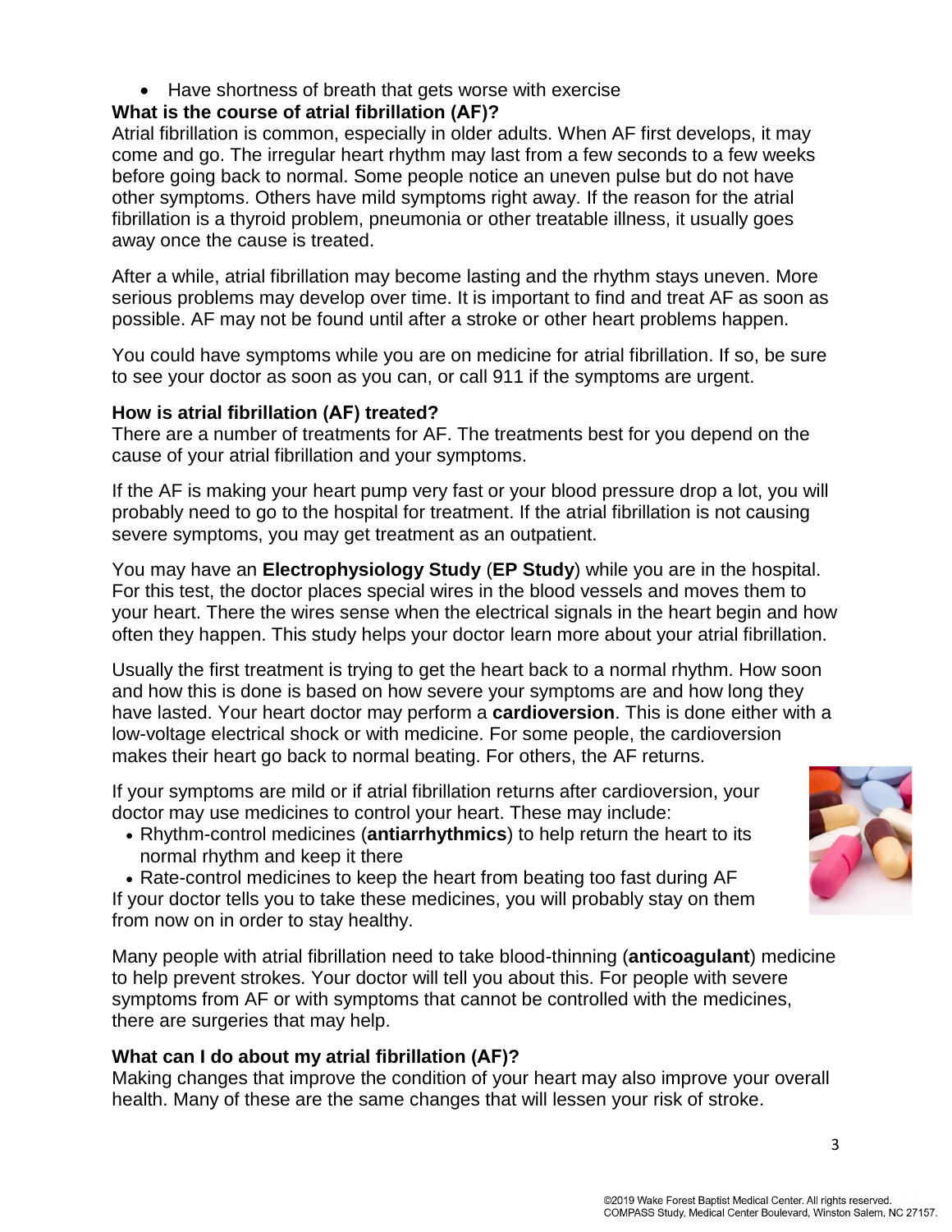- Have shortness of breath that gets worse with exercise

**What is the course of atrial fibrillation (AF)?**

Atrial fibrillation is common, especially in older adults. When AF first develops, it may come and go. The irregular heart rhythm may last from a few seconds to a few weeks before going back to normal. Some people notice an uneven pulse but do not have other symptoms. Others have mild symptoms right away. If the reason for the atrial fibrillation is a thyroid problem, pneumonia or other treatable illness, it usually goes away once the cause is treated.

After a while, atrial fibrillation may become lasting and the rhythm stays uneven. More serious problems may develop over time. It is important to find and treat AF as soon as possible. AF may not be found until after a stroke or other heart problems happen.

You could have symptoms while you are on medicine for atrial fibrillation. If so, be sure to see your doctor as soon as you can, or call 911 if the symptoms are urgent.

**How is atrial fibrillation (AF) treated?**

There are a number of treatments for AF. The treatments best for you depend on the cause of your atrial fibrillation and your symptoms.

If the AF is making your heart pump very fast or your blood pressure drop a lot, you will probably need to go to the hospital for treatment. If the atrial fibrillation is not causing severe symptoms, you may get treatment as an outpatient.

You may have an **Electrophysiology Study** (**EP Study**) while you are in the hospital. For this test, the doctor places special wires in the blood vessels and moves them to your heart. There the wires sense when the electrical signals in the heart begin and how often they happen. This study helps your doctor learn more about your atrial fibrillation.

Usually the first treatment is trying to get the heart back to a normal rhythm. How soon and how this is done is based on how severe your symptoms are and how long they have lasted. Your heart doctor may perform a **cardioversion**. This is done either with a low-voltage electrical shock or with medicine. For some people, the cardioversion makes their heart go back to normal beating. For others, the AF returns.

If your symptoms are mild or if atrial fibrillation returns after cardioversion, your doctor may use medicines to control your heart. These may include:

- Rhythm-control medicines (**antiarrhythmics**) to help return the heart to its normal rhythm and keep it there
- Rate-control medicines to keep the heart from beating too fast during AF

If your doctor tells you to take these medicines, you will probably stay on them from now on in order to stay healthy.

Many people with atrial fibrillation need to take blood-thinning (**anticoagulant**) medicine to help prevent strokes. Your doctor will tell you about this. For people with severe symptoms from AF or with symptoms that cannot be controlled with the medicines, there are surgeries that may help.

**What can I do about my atrial fibrillation (AF)?**

Making changes that improve the condition of your heart may also improve your overall health. Many of these are the same changes that will lessen your risk of stroke.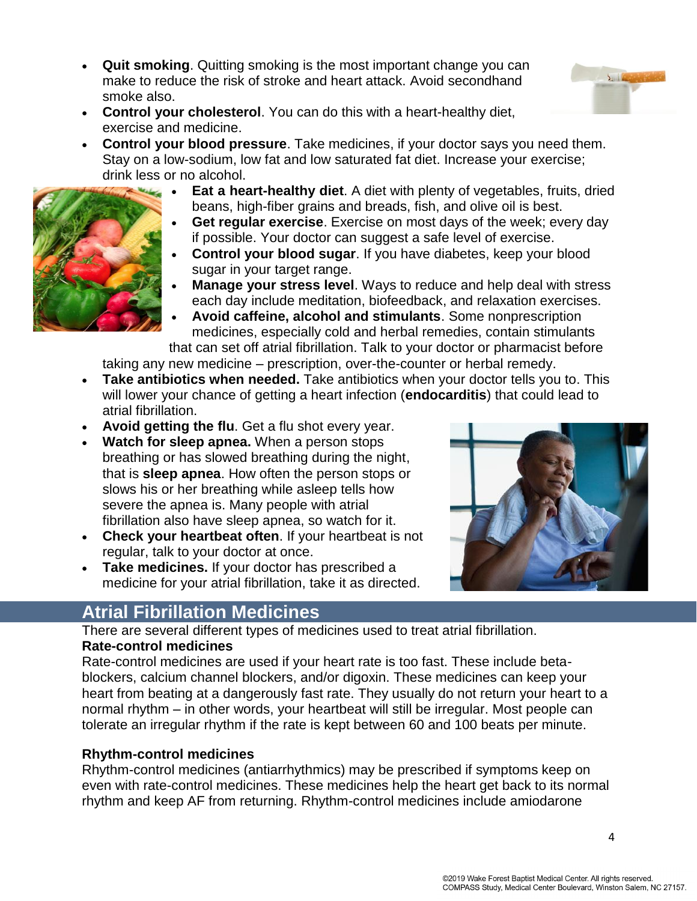- **Quit smoking**. Quitting smoking is the most important change you can make to reduce the risk of stroke and heart attack. Avoid secondhand smoke also.
- **Control your cholesterol**. You can do this with a heart-healthy diet, exercise and medicine.
- **Control your blood pressure**. Take medicines, if your doctor says you need them. Stay on a low-sodium, low fat and low saturated fat diet. Increase your exercise; drink less or no alcohol.
- **Eat a heart-healthy diet**. A diet with plenty of vegetables, fruits, dried beans, high-fiber grains and breads, fish, and olive oil is best.
- **Get regular exercise**. Exercise on most days of the week; every day if possible. Your doctor can suggest a safe level of exercise.
- **Control your blood sugar**. If you have diabetes, keep your blood sugar in your target range.
- **Manage your stress level**. Ways to reduce and help deal with stress each day include meditation, biofeedback, and relaxation exercises.
- **Avoid caffeine, alcohol and stimulants**. Some nonprescription medicines, especially cold and herbal remedies, contain stimulants that can set off atrial fibrillation. Talk to your doctor or pharmacist before taking any new medicine – prescription, over-the-counter or herbal remedy.
- **Take antibiotics when needed.** Take antibiotics when your doctor tells you to. This will lower your chance of getting a heart infection (**endocarditis**) that could lead to atrial fibrillation.
- **Avoid getting the flu**. Get a flu shot every year.
- **Watch for sleep apnea.** When a person stops breathing or has slowed breathing during the night, that is **sleep apnea**. How often the person stops or slows his or her breathing while asleep tells how severe the apnea is. Many people with atrial fibrillation also have sleep apnea, so watch for it.
- **Check your heartbeat often**. If your heartbeat is not regular, talk to your doctor at once.
- **Take medicines.** If your doctor has prescribed a medicine for your atrial fibrillation, take it as directed.

## Atrial Fibrillation Medicines

There are several different types of medicines used to treat atrial fibrillation.

**Rate-control medicines**

Rate-control medicines are used if your heart rate is too fast. These include beta-blockers, calcium channel blockers, and/or digoxin. These medicines can keep your heart from beating at a dangerously fast rate. They usually do not return your heart to a normal rhythm – in other words, your heartbeat will still be irregular. Most people can tolerate an irregular rhythm if the rate is kept between 60 and 100 beats per minute.

**Rhythm-control medicines**

Rhythm-control medicines (antiarrhythmics) may be prescribed if symptoms keep on even with rate-control medicines. These medicines help the heart get back to its normal rhythm and keep AF from returning. Rhythm-control medicines include amiodarone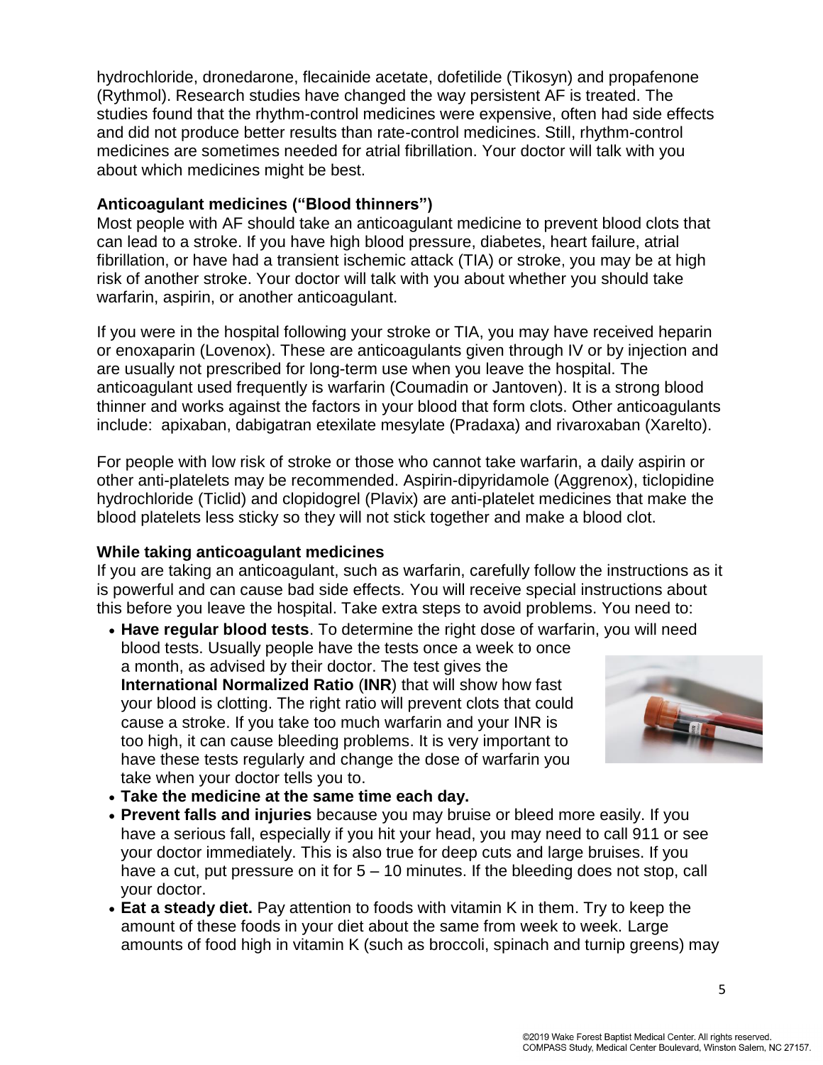hydrochloride, dronedarone, flecainide acetate, dofetilide (Tikosyn) and propafenone (Rythmol). Research studies have changed the way persistent AF is treated. The studies found that the rhythm-control medicines were expensive, often had side effects and did not produce better results than rate-control medicines. Still, rhythm-control medicines are sometimes needed for atrial fibrillation. Your doctor will talk with you about which medicines might be best.

**Anticoagulant medicines ("Blood thinners")**

Most people with AF should take an anticoagulant medicine to prevent blood clots that can lead to a stroke. If you have high blood pressure, diabetes, heart failure, atrial fibrillation, or have had a transient ischemic attack (TIA) or stroke, you may be at high risk of another stroke. Your doctor will talk with you about whether you should take warfarin, aspirin, or another anticoagulant.

If you were in the hospital following your stroke or TIA, you may have received heparin or enoxaparin (Lovenox). These are anticoagulants given through IV or by injection and are usually not prescribed for long-term use when you leave the hospital. The anticoagulant used frequently is warfarin (Coumadin or Jantoven). It is a strong blood thinner and works against the factors in your blood that form clots. Other anticoagulants include: apixaban, dabigatran etexilate mesylate (Pradaxa) and rivaroxaban (Xarelto).

For people with low risk of stroke or those who cannot take warfarin, a daily aspirin or other anti-platelets may be recommended. Aspirin-dipyridamole (Aggrenox), ticlopidine hydrochloride (Ticlid) and clopidogrel (Plavix) are anti-platelet medicines that make the blood platelets less sticky so they will not stick together and make a blood clot.

**While taking anticoagulant medicines**

If you are taking an anticoagulant, such as warfarin, carefully follow the instructions as it is powerful and can cause bad side effects. You will receive special instructions about this before you leave the hospital. Take extra steps to avoid problems. You need to:

- **Have regular blood tests**. To determine the right dose of warfarin, you will need blood tests. Usually people have the tests once a week to once a month, as advised by their doctor. The test gives the **International Normalized Ratio** (**INR**) that will show how fast your blood is clotting. The right ratio will prevent clots that could cause a stroke. If you take too much warfarin and your INR is too high, it can cause bleeding problems. It is very important to have these tests regularly and change the dose of warfarin you take when your doctor tells you to.
- **Take the medicine at the same time each day.**
- **Prevent falls and injuries** because you may bruise or bleed more easily. If you have a serious fall, especially if you hit your head, you may need to call 911 or see your doctor immediately. This is also true for deep cuts and large bruises. If you have a cut, put pressure on it for 5 – 10 minutes. If the bleeding does not stop, call your doctor.
- **Eat a steady diet.** Pay attention to foods with vitamin K in them. Try to keep the amount of these foods in your diet about the same from week to week. Large amounts of food high in vitamin K (such as broccoli, spinach and turnip greens) may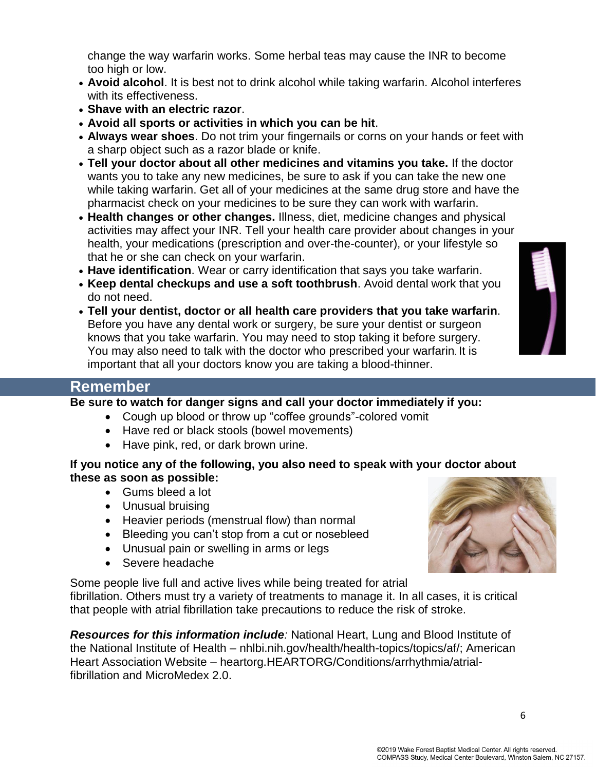change the way warfarin works. Some herbal teas may cause the INR to become too high or low.

- **Avoid alcohol**. It is best not to drink alcohol while taking warfarin. Alcohol interferes with its effectiveness.
- **Shave with an electric razor**.
- **Avoid all sports or activities in which you can be hit**.
- **Always wear shoes**. Do not trim your fingernails or corns on your hands or feet with a sharp object such as a razor blade or knife.
- **Tell your doctor about all other medicines and vitamins you take.** If the doctor wants you to take any new medicines, be sure to ask if you can take the new one while taking warfarin. Get all of your medicines at the same drug store and have the pharmacist check on your medicines to be sure they can work with warfarin.
- **Health changes or other changes.** Illness, diet, medicine changes and physical activities may affect your INR. Tell your health care provider about changes in your health, your medications (prescription and over-the-counter), or your lifestyle so that he or she can check on your warfarin.
- **Have identification**. Wear or carry identification that says you take warfarin.
- **Keep dental checkups and use a soft toothbrush**. Avoid dental work that you do not need.
- **Tell your dentist, doctor or all health care providers that you take warfarin**. Before you have any dental work or surgery, be sure your dentist or surgeon knows that you take warfarin. You may need to stop taking it before surgery. You may also need to talk with the doctor who prescribed your warfarin. It is important that all your doctors know you are taking a blood-thinner.

## Remember

**Be sure to watch for danger signs and call your doctor immediately if you:**

- Cough up blood or throw up “coffee grounds”-colored vomit
- Have red or black stools (bowel movements)
- Have pink, red, or dark brown urine.

**If you notice any of the following, you also need to speak with your doctor about these as soon as possible:**

- Gums bleed a lot
- Unusual bruising
- Heavier periods (menstrual flow) than normal
- Bleeding you can’t stop from a cut or nosebleed
- Unusual pain or swelling in arms or legs
- Severe headache

Some people live full and active lives while being treated for atrial fibrillation. Others must try a variety of treatments to manage it. In all cases, it is critical that people with atrial fibrillation take precautions to reduce the risk of stroke.

***Resources for this information include:*** National Heart, Lung and Blood Institute of the National Institute of Health – nhlbi.nih.gov/health/health-topics/topics/af/; American Heart Association Website – heartorg.HEARTORG/Conditions/arrhythmia/atrial-fibrillation and MicroMedex 2.0.

©2019 Wake Forest Baptist Medical Center. All rights reserved.
COMPASS Study, Medical Center Boulevard, Winston Salem, NC 27157.